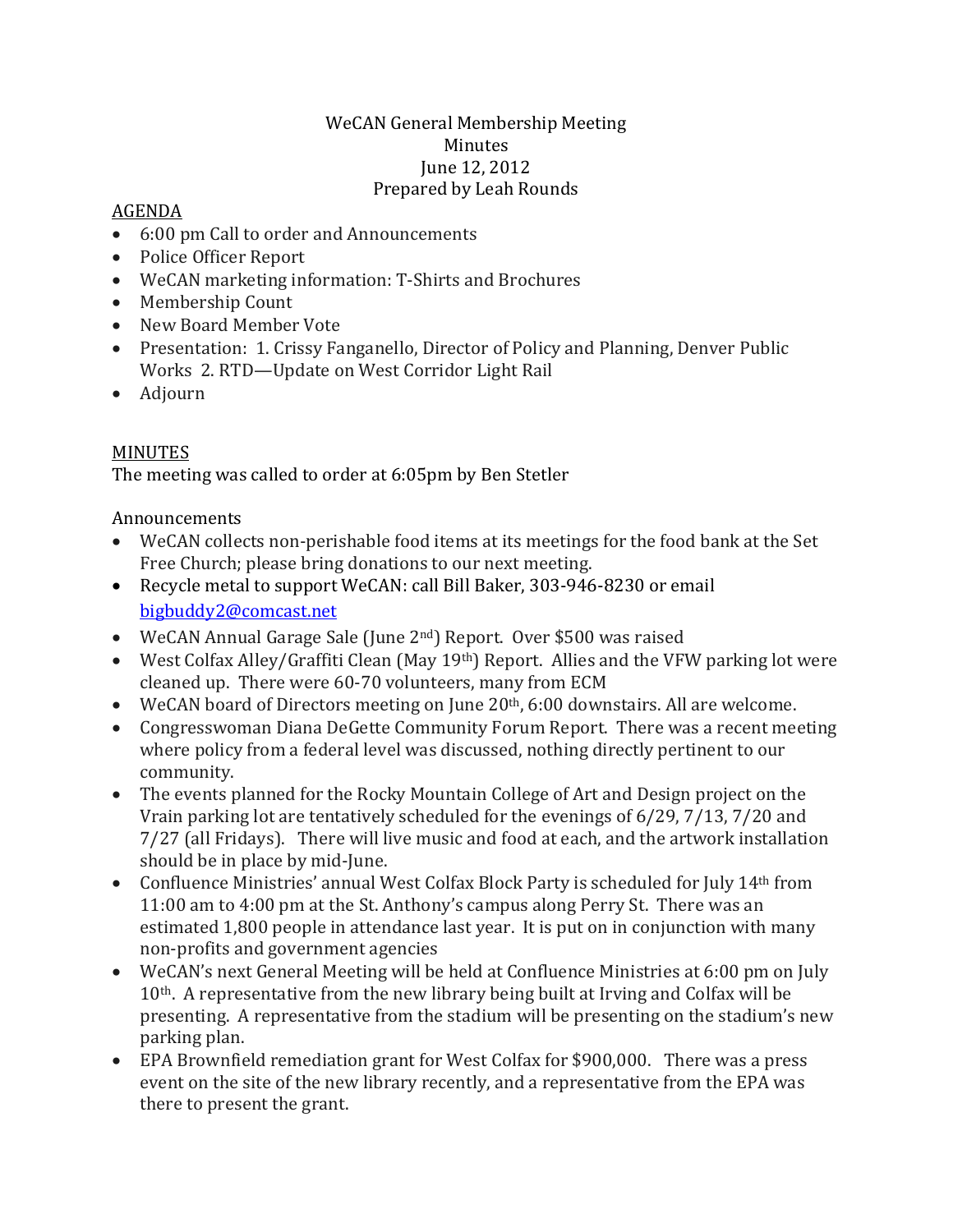WeCAN General Membership Meeting
Minutes
June 12, 2012
Prepared by Leah Rounds

AGENDA

- 6:00 pm Call to order and Announcements
- Police Officer Report
- WeCAN marketing information: T-Shirts and Brochures
- Membership Count
- New Board Member Vote
- Presentation: 1. Crissy Fanganello, Director of Policy and Planning, Denver Public Works 2. RTD—Update on West Corridor Light Rail
- Adjourn

MINUTES

The meeting was called to order at 6:05pm by Ben Stetler

Announcements

- WeCAN collects non-perishable food items at its meetings for the food bank at the Set Free Church; please bring donations to our next meeting.
- Recycle metal to support WeCAN: call Bill Baker, 303-946-8230 or email bigbuddy2@comcast.net
- WeCAN Annual Garage Sale (June 2nd) Report. Over $500 was raised
- West Colfax Alley/Graffiti Clean (May 19th) Report. Allies and the VFW parking lot were cleaned up. There were 60-70 volunteers, many from ECM
- WeCAN board of Directors meeting on June 20th, 6:00 downstairs. All are welcome.
- Congresswoman Diana DeGette Community Forum Report. There was a recent meeting where policy from a federal level was discussed, nothing directly pertinent to our community.
- The events planned for the Rocky Mountain College of Art and Design project on the Vrain parking lot are tentatively scheduled for the evenings of 6/29, 7/13, 7/20 and 7/27 (all Fridays). There will live music and food at each, and the artwork installation should be in place by mid-June.
- Confluence Ministries' annual West Colfax Block Party is scheduled for July 14th from 11:00 am to 4:00 pm at the St. Anthony's campus along Perry St. There was an estimated 1,800 people in attendance last year. It is put on in conjunction with many non-profits and government agencies
- WeCAN's next General Meeting will be held at Confluence Ministries at 6:00 pm on July 10th. A representative from the new library being built at Irving and Colfax will be presenting. A representative from the stadium will be presenting on the stadium's new parking plan.
- EPA Brownfield remediation grant for West Colfax for $900,000. There was a press event on the site of the new library recently, and a representative from the EPA was there to present the grant.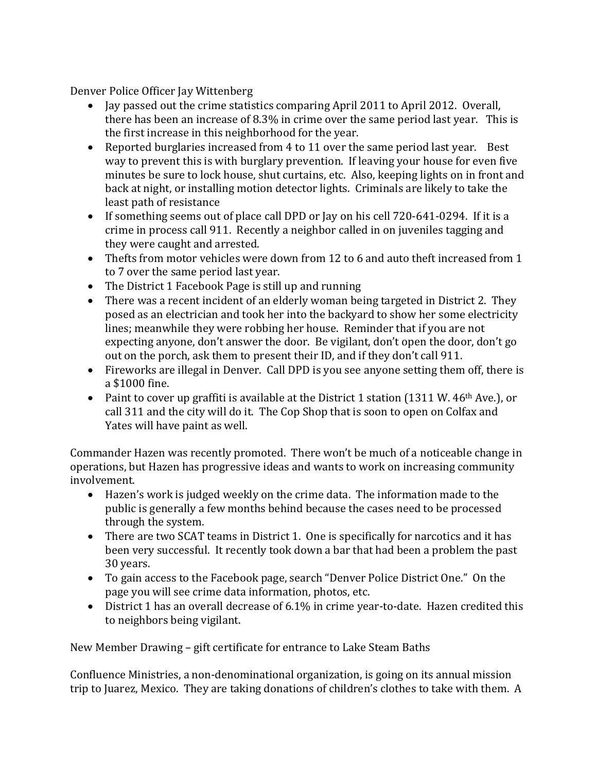Denver Police Officer Jay Wittenberg

- Jay passed out the crime statistics comparing April 2011 to April 2012. Overall, there has been an increase of 8.3% in crime over the same period last year. This is the first increase in this neighborhood for the year.
- Reported burglaries increased from 4 to 11 over the same period last year. Best way to prevent this is with burglary prevention. If leaving your house for even five minutes be sure to lock house, shut curtains, etc. Also, keeping lights on in front and back at night, or installing motion detector lights. Criminals are likely to take the least path of resistance
- If something seems out of place call DPD or Jay on his cell 720-641-0294. If it is a crime in process call 911. Recently a neighbor called in on juveniles tagging and they were caught and arrested.
- Thefts from motor vehicles were down from 12 to 6 and auto theft increased from 1 to 7 over the same period last year.
- The District 1 Facebook Page is still up and running
- There was a recent incident of an elderly woman being targeted in District 2. They posed as an electrician and took her into the backyard to show her some electricity lines; meanwhile they were robbing her house. Reminder that if you are not expecting anyone, don't answer the door. Be vigilant, don't open the door, don't go out on the porch, ask them to present their ID, and if they don't call 911.
- Fireworks are illegal in Denver. Call DPD is you see anyone setting them off, there is a $1000 fine.
- Paint to cover up graffiti is available at the District 1 station (1311 W. 46th Ave.), or call 311 and the city will do it. The Cop Shop that is soon to open on Colfax and Yates will have paint as well.

Commander Hazen was recently promoted. There won't be much of a noticeable change in operations, but Hazen has progressive ideas and wants to work on increasing community involvement.

- Hazen's work is judged weekly on the crime data. The information made to the public is generally a few months behind because the cases need to be processed through the system.
- There are two SCAT teams in District 1. One is specifically for narcotics and it has been very successful. It recently took down a bar that had been a problem the past 30 years.
- To gain access to the Facebook page, search "Denver Police District One." On the page you will see crime data information, photos, etc.
- District 1 has an overall decrease of 6.1% in crime year-to-date. Hazen credited this to neighbors being vigilant.

New Member Drawing – gift certificate for entrance to Lake Steam Baths

Confluence Ministries, a non-denominational organization, is going on its annual mission trip to Juarez, Mexico. They are taking donations of children's clothes to take with them. A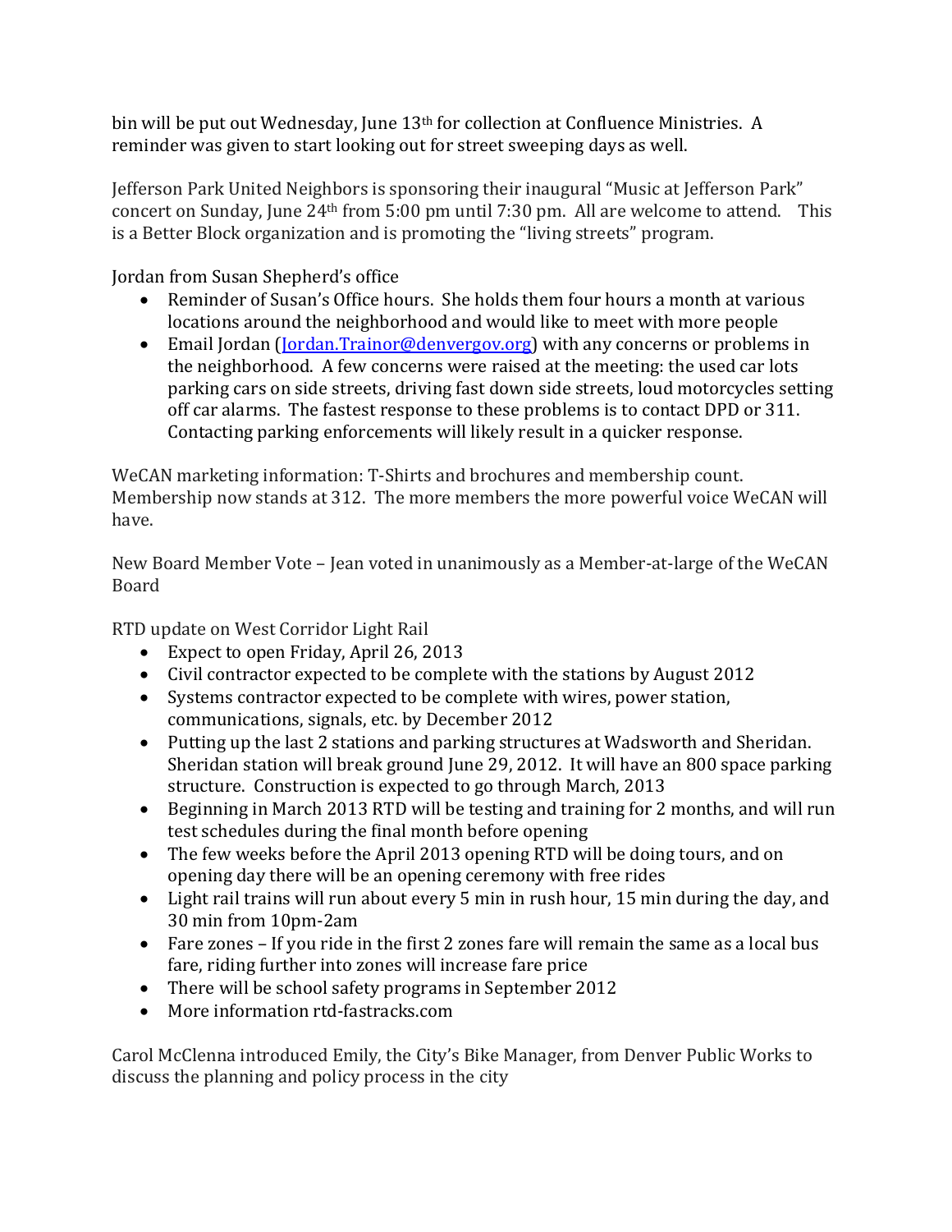bin will be put out Wednesday, June 13th for collection at Confluence Ministries. A reminder was given to start looking out for street sweeping days as well.

Jefferson Park United Neighbors is sponsoring their inaugural "Music at Jefferson Park" concert on Sunday, June 24th from 5:00 pm until 7:30 pm. All are welcome to attend. This is a Better Block organization and is promoting the "living streets" program.

Jordan from Susan Shepherd's office

- Reminder of Susan's Office hours. She holds them four hours a month at various locations around the neighborhood and would like to meet with more people
- Email Jordan ([Jordan.Trainor@denvergov.org](mailto:Jordan.Trainor@denvergov.org)) with any concerns or problems in the neighborhood. A few concerns were raised at the meeting: the used car lots parking cars on side streets, driving fast down side streets, loud motorcycles setting off car alarms. The fastest response to these problems is to contact DPD or 311. Contacting parking enforcements will likely result in a quicker response.

WeCAN marketing information: T-Shirts and brochures and membership count. Membership now stands at 312. The more members the more powerful voice WeCAN will have.

New Board Member Vote – Jean voted in unanimously as a Member-at-large of the WeCAN Board

RTD update on West Corridor Light Rail

- Expect to open Friday, April 26, 2013
- Civil contractor expected to be complete with the stations by August 2012
- Systems contractor expected to be complete with wires, power station, communications, signals, etc. by December 2012
- Putting up the last 2 stations and parking structures at Wadsworth and Sheridan. Sheridan station will break ground June 29, 2012. It will have an 800 space parking structure. Construction is expected to go through March, 2013
- Beginning in March 2013 RTD will be testing and training for 2 months, and will run test schedules during the final month before opening
- The few weeks before the April 2013 opening RTD will be doing tours, and on opening day there will be an opening ceremony with free rides
- Light rail trains will run about every 5 min in rush hour, 15 min during the day, and 30 min from 10pm-2am
- Fare zones – If you ride in the first 2 zones fare will remain the same as a local bus fare, riding further into zones will increase fare price
- There will be school safety programs in September 2012
- More information rtd-fastracks.com

Carol McClenna introduced Emily, the City's Bike Manager, from Denver Public Works to discuss the planning and policy process in the city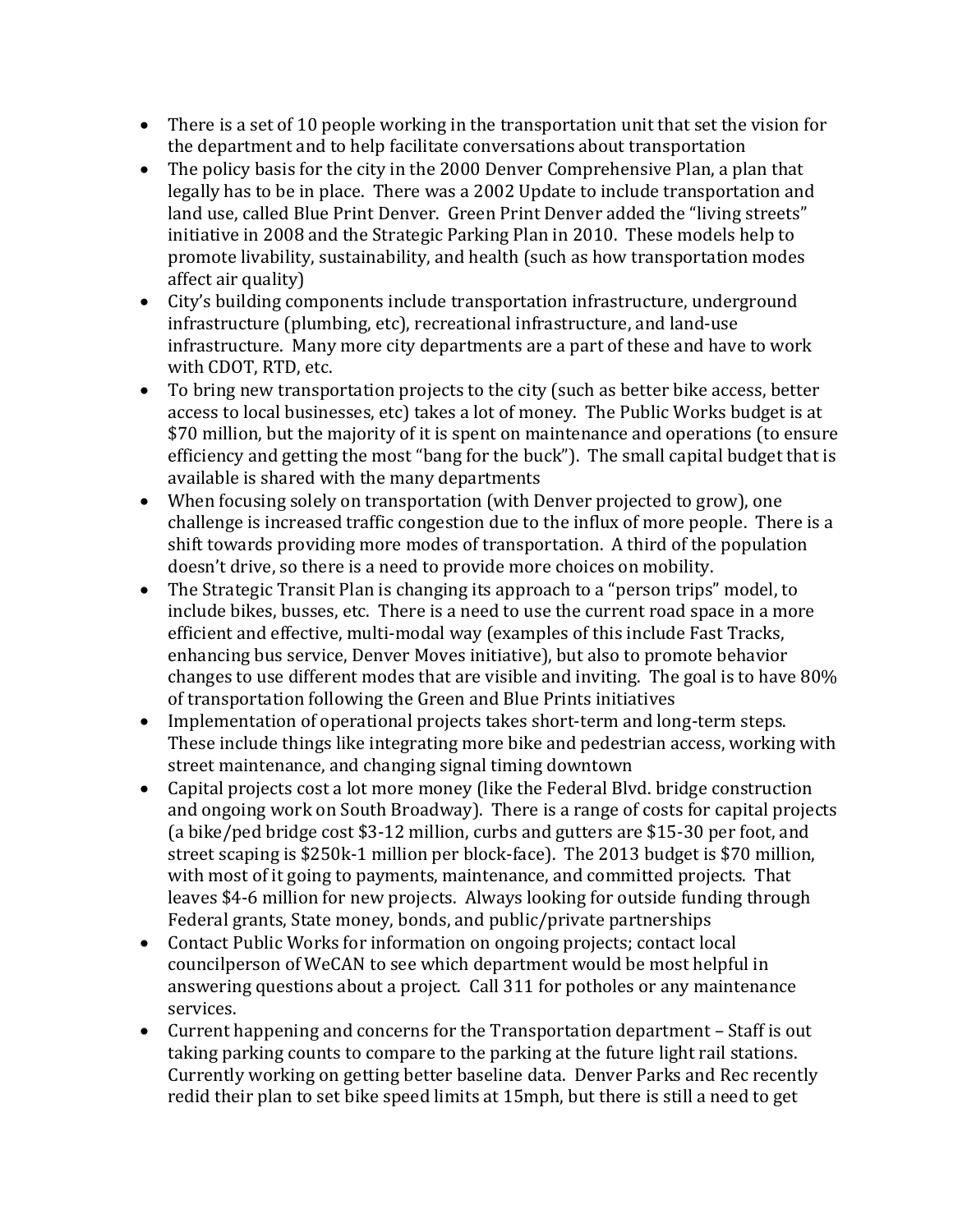- There is a set of 10 people working in the transportation unit that set the vision for the department and to help facilitate conversations about transportation
- The policy basis for the city in the 2000 Denver Comprehensive Plan, a plan that legally has to be in place. There was a 2002 Update to include transportation and land use, called Blue Print Denver. Green Print Denver added the "living streets" initiative in 2008 and the Strategic Parking Plan in 2010. These models help to promote livability, sustainability, and health (such as how transportation modes affect air quality)
- City's building components include transportation infrastructure, underground infrastructure (plumbing, etc), recreational infrastructure, and land-use infrastructure. Many more city departments are a part of these and have to work with CDOT, RTD, etc.
- To bring new transportation projects to the city (such as better bike access, better access to local businesses, etc) takes a lot of money. The Public Works budget is at $70 million, but the majority of it is spent on maintenance and operations (to ensure efficiency and getting the most "bang for the buck"). The small capital budget that is available is shared with the many departments
- When focusing solely on transportation (with Denver projected to grow), one challenge is increased traffic congestion due to the influx of more people. There is a shift towards providing more modes of transportation. A third of the population doesn't drive, so there is a need to provide more choices on mobility.
- The Strategic Transit Plan is changing its approach to a "person trips" model, to include bikes, busses, etc. There is a need to use the current road space in a more efficient and effective, multi-modal way (examples of this include Fast Tracks, enhancing bus service, Denver Moves initiative), but also to promote behavior changes to use different modes that are visible and inviting. The goal is to have 80% of transportation following the Green and Blue Prints initiatives
- Implementation of operational projects takes short-term and long-term steps. These include things like integrating more bike and pedestrian access, working with street maintenance, and changing signal timing downtown
- Capital projects cost a lot more money (like the Federal Blvd. bridge construction and ongoing work on South Broadway). There is a range of costs for capital projects (a bike/ped bridge cost $3-12 million, curbs and gutters are $15-30 per foot, and street scaping is $250k-1 million per block-face). The 2013 budget is $70 million, with most of it going to payments, maintenance, and committed projects. That leaves $4-6 million for new projects. Always looking for outside funding through Federal grants, State money, bonds, and public/private partnerships
- Contact Public Works for information on ongoing projects; contact local councilperson of WeCAN to see which department would be most helpful in answering questions about a project. Call 311 for potholes or any maintenance services.
- Current happening and concerns for the Transportation department – Staff is out taking parking counts to compare to the parking at the future light rail stations. Currently working on getting better baseline data. Denver Parks and Rec recently redid their plan to set bike speed limits at 15mph, but there is still a need to get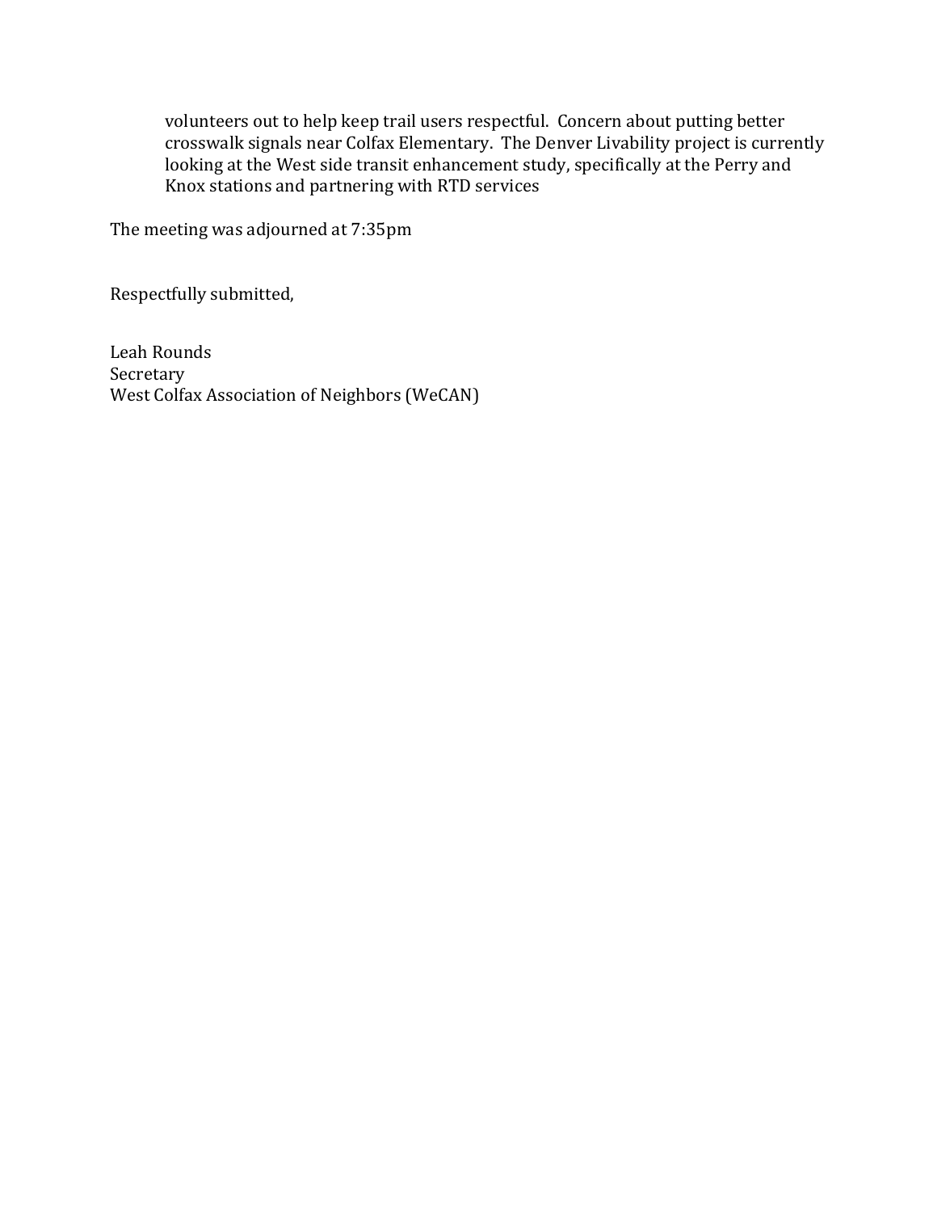volunteers out to help keep trail users respectful. Concern about putting better crosswalk signals near Colfax Elementary. The Denver Livability project is currently looking at the West side transit enhancement study, specifically at the Perry and Knox stations and partnering with RTD services

The meeting was adjourned at 7:35pm

Respectfully submitted,

Leah Rounds  
Secretary  
West Colfax Association of Neighbors (WeCAN)